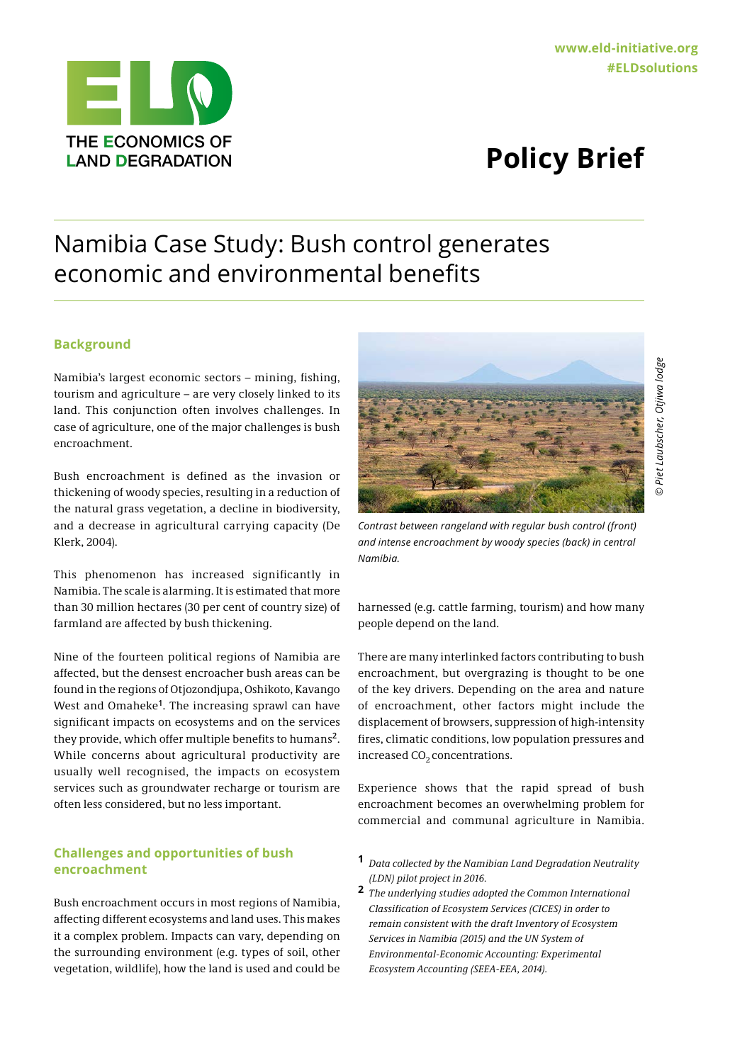THE ECONOMICS OF LAND DEGRADATION

www.eld-initiative.org
#ELDsolutions

# Policy Brief

## Namibia Case Study: Bush control generates economic and environmental benefits

### Background

Namibia's largest economic sectors – mining, fishing, tourism and agriculture – are very closely linked to its land. This conjunction often involves challenges. In case of agriculture, one of the major challenges is bush encroachment.

Bush encroachment is defined as the invasion or thickening of woody species, resulting in a reduction of the natural grass vegetation, a decline in biodiversity, and a decrease in agricultural carrying capacity (De Klerk, 2004).

This phenomenon has increased significantly in Namibia. The scale is alarming. It is estimated that more than 30 million hectares (30 per cent of country size) of farmland are affected by bush thickening.

Nine of the fourteen political regions of Namibia are affected, but the densest encroacher bush areas can be found in the regions of Otjozondjupa, Oshikoto, Kavango West and Omaheke[1]. The increasing sprawl can have significant impacts on ecosystems and on the services they provide, which offer multiple benefits to humans[2]. While concerns about agricultural productivity are usually well recognised, the impacts on ecosystem services such as groundwater recharge or tourism are often less considered, but no less important.

### Challenges and opportunities of bush encroachment

Bush encroachment occurs in most regions of Namibia, affecting different ecosystems and land uses. This makes it a complex problem. Impacts can vary, depending on the surrounding environment (e.g. types of soil, other vegetation, wildlife), how the land is used and could be harnessed (e.g. cattle farming, tourism) and how many people depend on the land.

*Contrast between rangeland with regular bush control (front) and intense encroachment by woody species (back) in central Namibia.*

*© Piet Laubscher, Otjiwa lodge*

There are many interlinked factors contributing to bush encroachment, but overgrazing is thought to be one of the key drivers. Depending on the area and nature of encroachment, other factors might include the displacement of browsers, suppression of high-intensity fires, climatic conditions, low population pressures and increased $CO_2$ concentrations.

Experience shows that the rapid spread of bush encroachment becomes an overwhelming problem for commercial and communal agriculture in Namibia.

[1] *Data collected by the Namibian Land Degradation Neutrality (LDN) pilot project in 2016.*

[2] *The underlying studies adopted the Common International Classification of Ecosystem Services (CICES) in order to remain consistent with the draft Inventory of Ecosystem Services in Namibia (2015) and the UN System of Environmental-Economic Accounting: Experimental Ecosystem Accounting (SEEA-EEA, 2014).*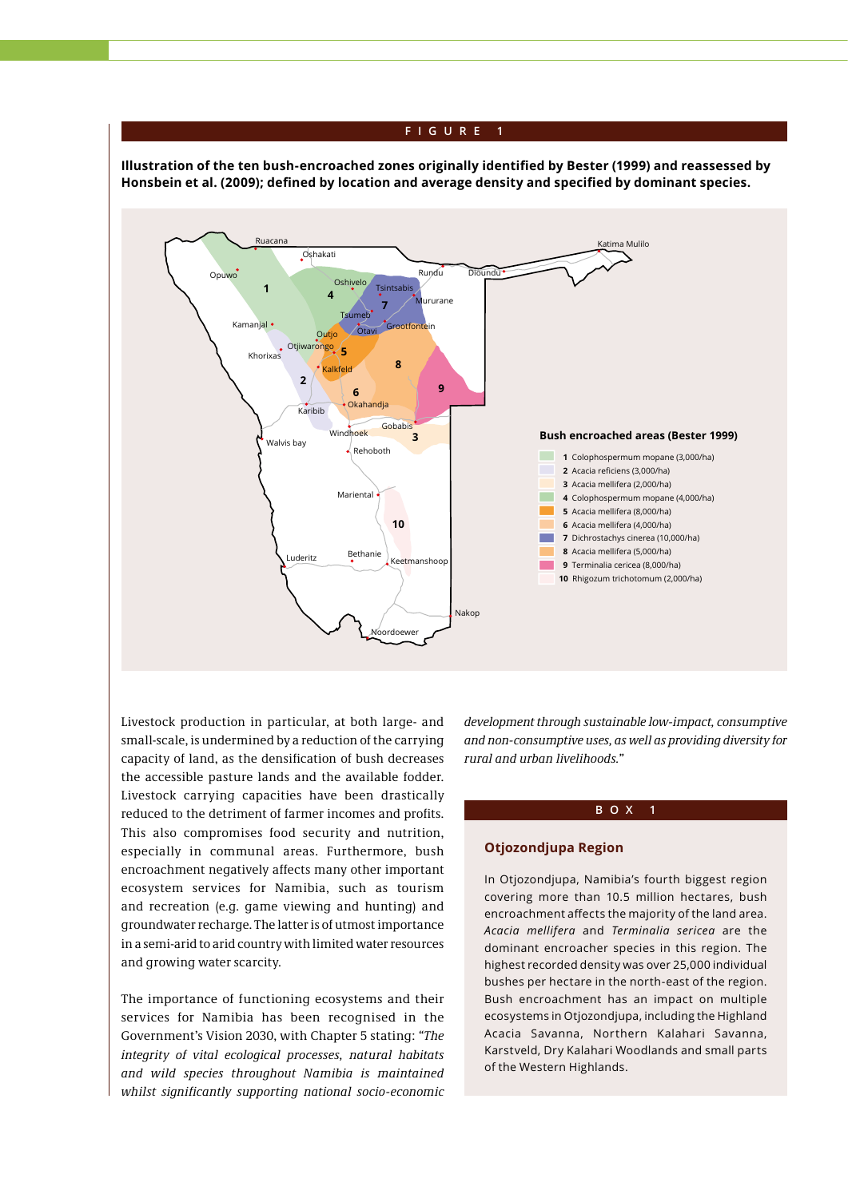FIGURE 1

**Illustration of the ten bush-encroached zones originally identified by Bester (1999) and reassessed by Honsbein et al. (2009); defined by location and average density and specified by dominant species.**

**Bush encroached areas (Bester 1999)**

1. Colophospermum mopane (3,000/ha)
2. Acacia reficiens (3,000/ha)
3. Acacia mellifera (2,000/ha)
4. Colophospermum mopane (4,000/ha)
5. Acacia mellifera (8,000/ha)
6. Acacia mellifera (4,000/ha)
7. Dichrostachys cinerea (10,000/ha)
8. Acacia mellifera (5,000/ha)
9. Terminalia cericea (8,000/ha)
10. Rhigozum trichotomum (2,000/ha)

Livestock production in particular, at both large- and small-scale, is undermined by a reduction of the carrying capacity of land, as the densification of bush decreases the accessible pasture lands and the available fodder. Livestock carrying capacities have been drastically reduced to the detriment of farmer incomes and profits. This also compromises food security and nutrition, especially in communal areas. Furthermore, bush encroachment negatively affects many other important ecosystem services for Namibia, such as tourism and recreation (e.g. game viewing and hunting) and groundwater recharge. The latter is of utmost importance in a semi-arid to arid country with limited water resources and growing water scarcity.

The importance of functioning ecosystems and their services for Namibia has been recognised in the Government's Vision 2030, with Chapter 5 stating: "*The integrity of vital ecological processes, natural habitats and wild species throughout Namibia is maintained whilst significantly supporting national socio-economic development through sustainable low-impact, consumptive and non-consumptive uses, as well as providing diversity for rural and urban livelihoods.*"

BOX 1

## Otjozondjupa Region

In Otjozondjupa, Namibia's fourth biggest region covering more than 10.5 million hectares, bush encroachment affects the majority of the land area. *Acacia mellifera* and *Terminalia sericea* are the dominant encroacher species in this region. The highest recorded density was over 25,000 individual bushes per hectare in the north-east of the region. Bush encroachment has an impact on multiple ecosystems in Otjozondjupa, including the Highland Acacia Savanna, Northern Kalahari Savanna, Karstveld, Dry Kalahari Woodlands and small parts of the Western Highlands.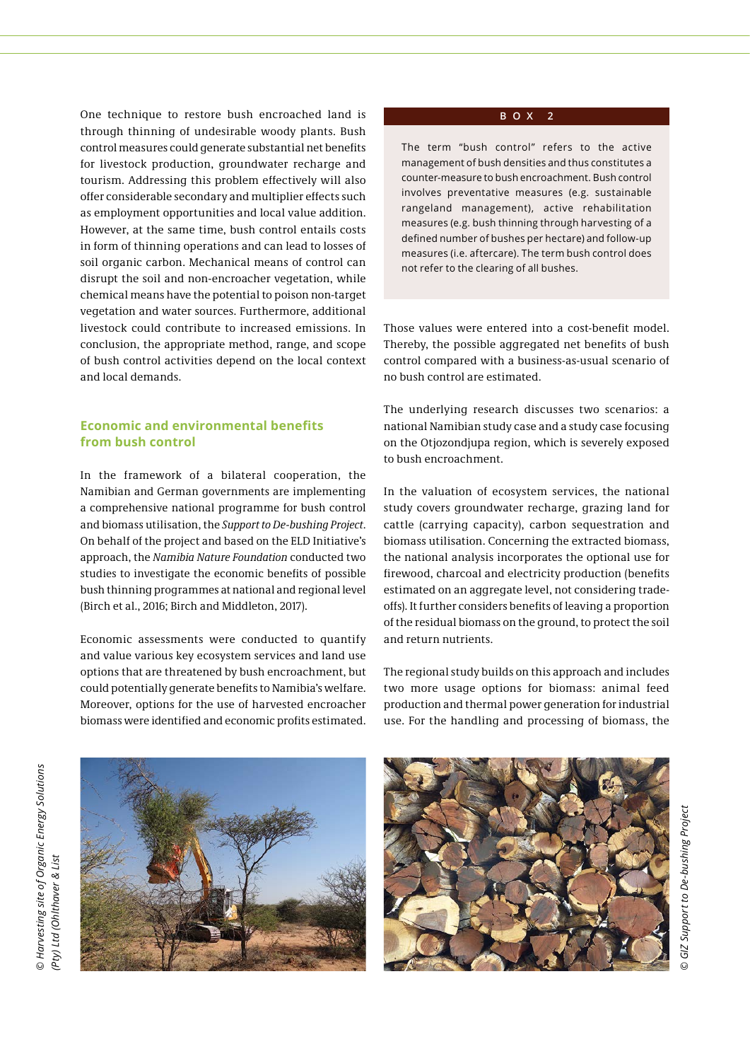One technique to restore bush encroached land is through thinning of undesirable woody plants. Bush control measures could generate substantial net benefits for livestock production, groundwater recharge and tourism. Addressing this problem effectively will also offer considerable secondary and multiplier effects such as employment opportunities and local value addition. However, at the same time, bush control entails costs in form of thinning operations and can lead to losses of soil organic carbon. Mechanical means of control can disrupt the soil and non-encroacher vegetation, while chemical means have the potential to poison non-target vegetation and water sources. Furthermore, additional livestock could contribute to increased emissions. In conclusion, the appropriate method, range, and scope of bush control activities depend on the local context and local demands.

## Economic and environmental benefits from bush control

In the framework of a bilateral cooperation, the Namibian and German governments are implementing a comprehensive national programme for bush control and biomass utilisation, the *Support to De-bushing Project*. On behalf of the project and based on the ELD Initiative's approach, the *Namibia Nature Foundation* conducted two studies to investigate the economic benefits of possible bush thinning programmes at national and regional level (Birch et al., 2016; Birch and Middleton, 2017).

Economic assessments were conducted to quantify and value various key ecosystem services and land use options that are threatened by bush encroachment, but could potentially generate benefits to Namibia's welfare. Moreover, options for the use of harvested encroacher biomass were identified and economic profits estimated.

> **BOX 2**
>
> The term "bush control" refers to the active management of bush densities and thus constitutes a counter-measure to bush encroachment. Bush control involves preventative measures (e.g. sustainable rangeland management), active rehabilitation measures (e.g. bush thinning through harvesting of a defined number of bushes per hectare) and follow-up measures (i.e. aftercare). The term bush control does not refer to the clearing of all bushes.

Those values were entered into a cost-benefit model. Thereby, the possible aggregated net benefits of bush control compared with a business-as-usual scenario of no bush control are estimated.

The underlying research discusses two scenarios: a national Namibian study case and a study case focusing on the Otjozondjupa region, which is severely exposed to bush encroachment.

In the valuation of ecosystem services, the national study covers groundwater recharge, grazing land for cattle (carrying capacity), carbon sequestration and biomass utilisation. Concerning the extracted biomass, the national analysis incorporates the optional use for firewood, charcoal and electricity production (benefits estimated on an aggregate level, not considering trade-offs). It further considers benefits of leaving a proportion of the residual biomass on the ground, to protect the soil and return nutrients.

The regional study builds on this approach and includes two more usage options for biomass: animal feed production and thermal power generation for industrial use. For the handling and processing of biomass, the

© Harvesting site of Organic Energy Solutions (Pty) Ltd (Ohlthaver & List)

© GIZ Support to De-bushing Project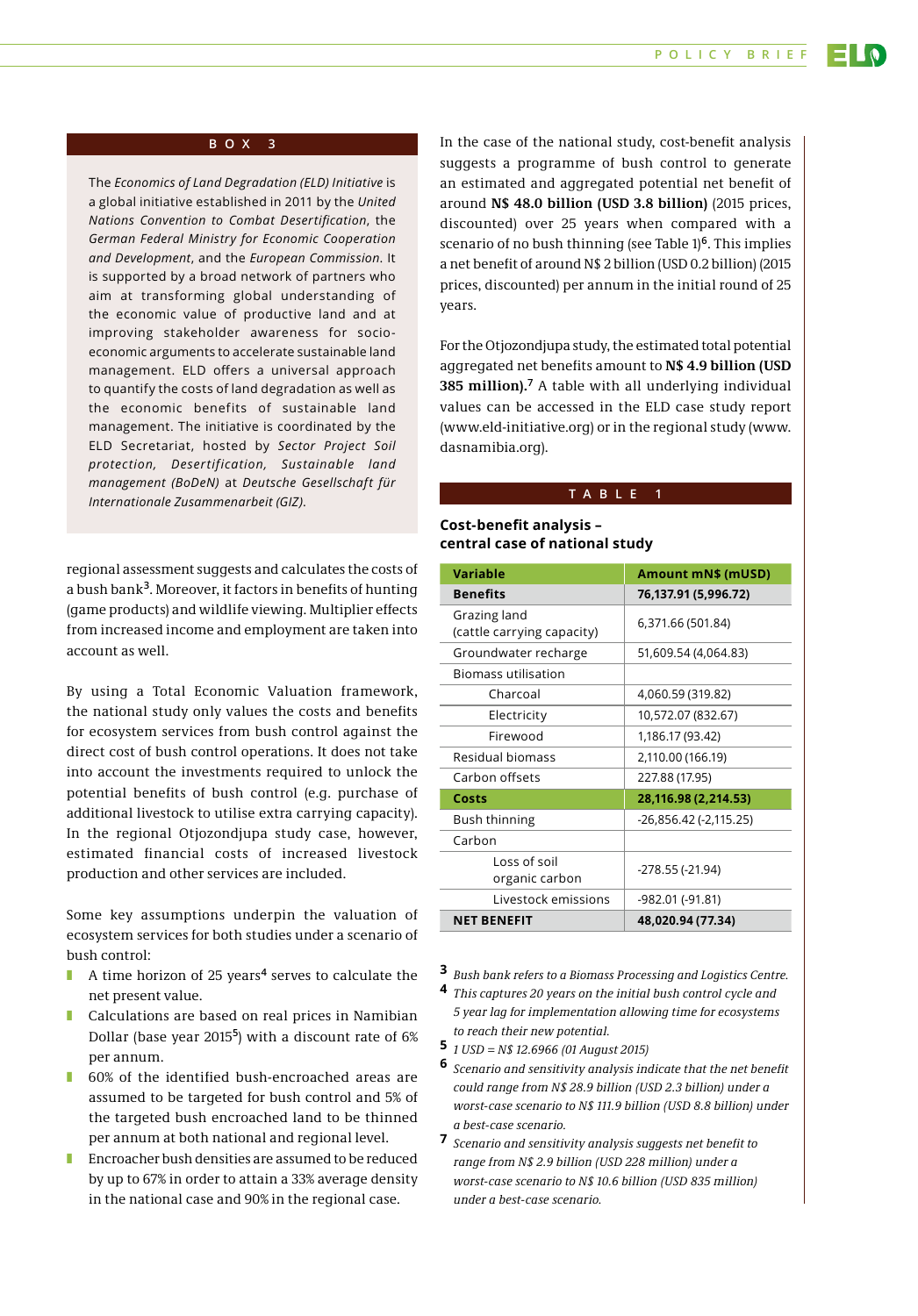## BOX 3

The *Economics of Land Degradation (ELD) Initiative* is a global initiative established in 2011 by the *United Nations Convention to Combat Desertification*, the *German Federal Ministry for Economic Cooperation and Development*, and the *European Commission*. It is supported by a broad network of partners who aim at transforming global understanding of the economic value of productive land and at improving stakeholder awareness for socio-economic arguments to accelerate sustainable land management. ELD offers a universal approach to quantify the costs of land degradation as well as the economic benefits of sustainable land management. The initiative is coordinated by the ELD Secretariat, hosted by *Sector Project Soil protection, Desertification, Sustainable land management (BoDeN)* at *Deutsche Gesellschaft für Internationale Zusammenarbeit (GIZ)*.

regional assessment suggests and calculates the costs of a bush bank[3]. Moreover, it factors in benefits of hunting (game products) and wildlife viewing. Multiplier effects from increased income and employment are taken into account as well.

By using a Total Economic Valuation framework, the national study only values the costs and benefits for ecosystem services from bush control against the direct cost of bush control operations. It does not take into account the investments required to unlock the potential benefits of bush control (e.g. purchase of additional livestock to utilise extra carrying capacity). In the regional Otjozondjupa study case, however, estimated financial costs of increased livestock production and other services are included.

Some key assumptions underpin the valuation of ecosystem services for both studies under a scenario of bush control:

- A time horizon of 25 years[4] serves to calculate the net present value.
- Calculations are based on real prices in Namibian Dollar (base year 2015[5]) with a discount rate of 6% per annum.
- 60% of the identified bush-encroached areas are assumed to be targeted for bush control and 5% of the targeted bush encroached land to be thinned per annum at both national and regional level.
- Encroacher bush densities are assumed to be reduced by up to 67% in order to attain a 33% average density in the national case and 90% in the regional case.

In the case of the national study, cost-benefit analysis suggests a programme of bush control to generate an estimated and aggregated potential net benefit of around **N$ 48.0 billion (USD 3.8 billion)** (2015 prices, discounted) over 25 years when compared with a scenario of no bush thinning (see Table 1)[6]. This implies a net benefit of around N$ 2 billion (USD 0.2 billion) (2015 prices, discounted) per annum in the initial round of 25 years.

For the Otjozondjupa study, the estimated total potential aggregated net benefits amount to **N$ 4.9 billion (USD 385 million).**[7] A table with all underlying individual values can be accessed in the ELD case study report (www.eld-initiative.org) or in the regional study (www.dasnamibia.org).

## TABLE 1

**Cost-benefit analysis – central case of national study**

| Variable | Amount mN$ (mUSD) |
|---|---|
| **Benefits** | **76,137.91 (5,996.72)** |
| Grazing land (cattle carrying capacity) | 6,371.66 (501.84) |
| Groundwater recharge | 51,609.54 (4,064.83) |
| Biomass utilisation | |
| Charcoal | 4,060.59 (319.82) |
| Electricity | 10,572.07 (832.67) |
| Firewood | 1,186.17 (93.42) |
| Residual biomass | 2,110.00 (166.19) |
| Carbon offsets | 227.88 (17.95) |
| **Costs** | **28,116.98 (2,214.53)** |
| Bush thinning | -26,856.42 (-2,115.25) |
| Carbon | |
| Loss of soil organic carbon | -278.55 (-21.94) |
| Livestock emissions | -982.01 (-91.81) |
| **NET BENEFIT** | **48,020.94 (77.34)** |

[3] *Bush bank refers to a Biomass Processing and Logistics Centre.*

[4] *This captures 20 years on the initial bush control cycle and 5 year lag for implementation allowing time for ecosystems to reach their new potential.*

[5] *1 USD = N$ 12.6966 (01 August 2015)*

[6] *Scenario and sensitivity analysis indicate that the net benefit could range from N$ 28.9 billion (USD 2.3 billion) under a worst-case scenario to N$ 111.9 billion (USD 8.8 billion) under a best-case scenario.*

[7] *Scenario and sensitivity analysis suggests net benefit to range from N$ 2.9 billion (USD 228 million) under a worst-case scenario to N$ 10.6 billion (USD 835 million) under a best-case scenario.*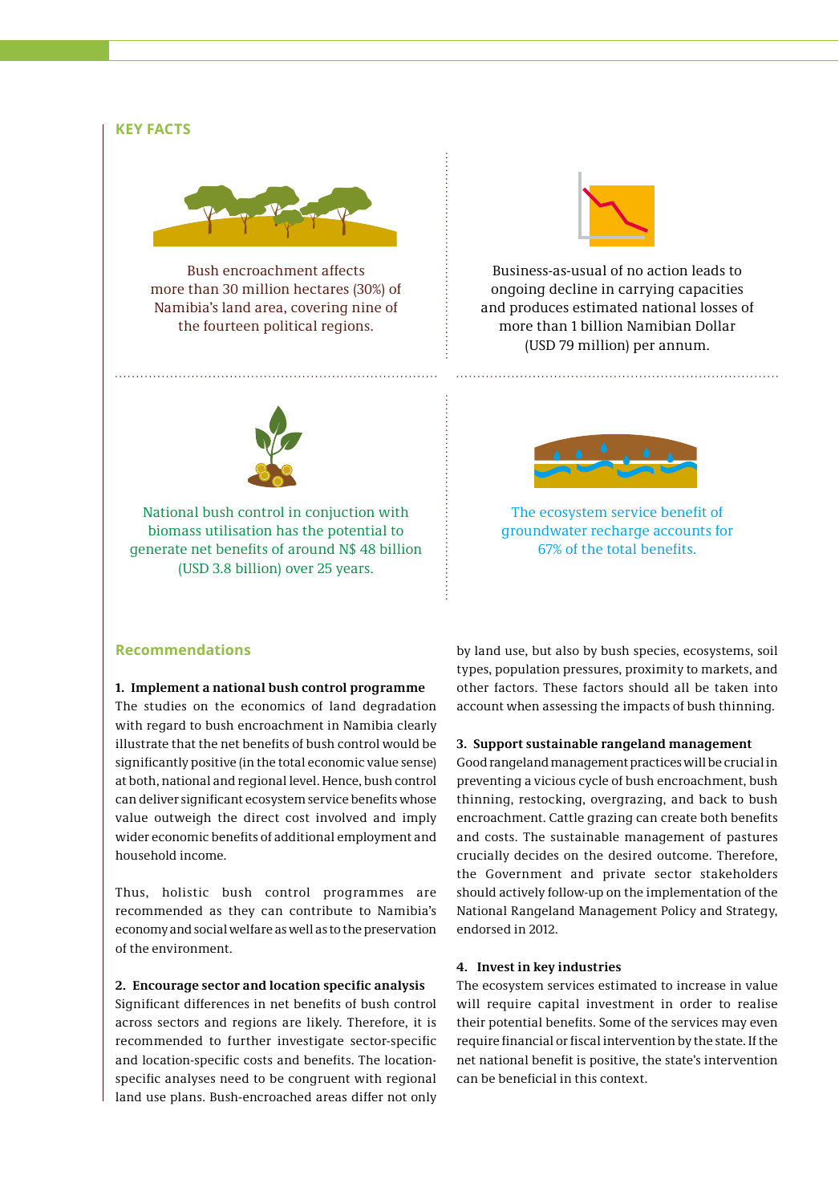## KEY FACTS

Bush encroachment affects more than 30 million hectares (30%) of Namibia's land area, covering nine of the fourteen political regions.

Business-as-usual of no action leads to ongoing decline in carrying capacities and produces estimated national losses of more than 1 billion Namibian Dollar (USD 79 million) per annum.

National bush control in conjuction with biomass utilisation has the potential to generate net benefits of around N$ 48 billion (USD 3.8 billion) over 25 years.

The ecosystem service benefit of groundwater recharge accounts for 67% of the total benefits.

## Recommendations

### 1. Implement a national bush control programme

The studies on the economics of land degradation with regard to bush encroachment in Namibia clearly illustrate that the net benefits of bush control would be significantly positive (in the total economic value sense) at both, national and regional level. Hence, bush control can deliver significant ecosystem service benefits whose value outweigh the direct cost involved and imply wider economic benefits of additional employment and household income.

Thus, holistic bush control programmes are recommended as they can contribute to Namibia's economy and social welfare as well as to the preservation of the environment.

### 2. Encourage sector and location specific analysis

Significant differences in net benefits of bush control across sectors and regions are likely. Therefore, it is recommended to further investigate sector-specific and location-specific costs and benefits. The location-specific analyses need to be congruent with regional land use plans. Bush-encroached areas differ not only by land use, but also by bush species, ecosystems, soil types, population pressures, proximity to markets, and other factors. These factors should all be taken into account when assessing the impacts of bush thinning.

### 3. Support sustainable rangeland management

Good rangeland management practices will be crucial in preventing a vicious cycle of bush encroachment, bush thinning, restocking, overgrazing, and back to bush encroachment. Cattle grazing can create both benefits and costs. The sustainable management of pastures crucially decides on the desired outcome. Therefore, the Government and private sector stakeholders should actively follow-up on the implementation of the National Rangeland Management Policy and Strategy, endorsed in 2012.

### 4. Invest in key industries

The ecosystem services estimated to increase in value will require capital investment in order to realise their potential benefits. Some of the services may even require financial or fiscal intervention by the state. If the net national benefit is positive, the state's intervention can be beneficial in this context.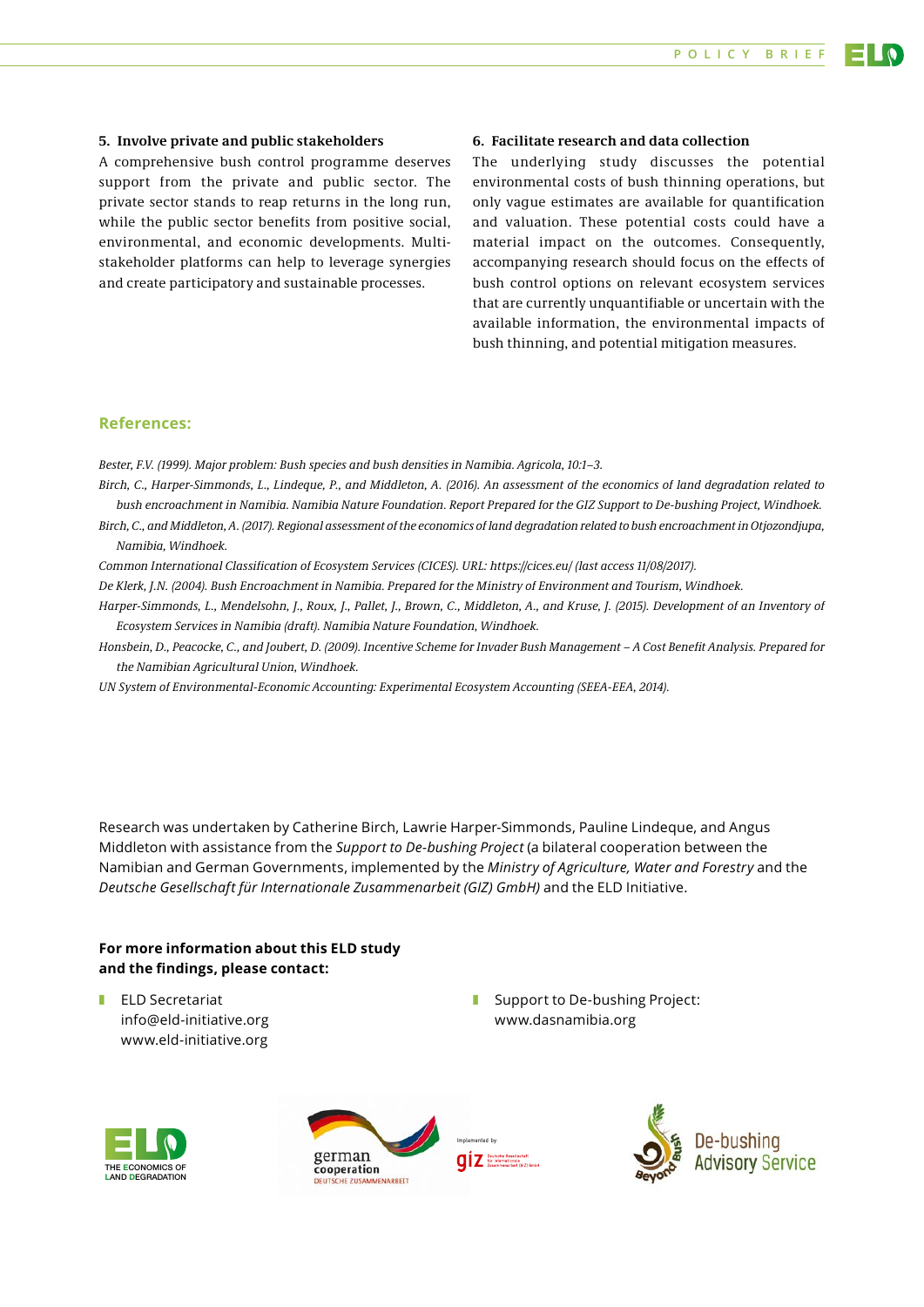#### 5. Involve private and public stakeholders

A comprehensive bush control programme deserves support from the private and public sector. The private sector stands to reap returns in the long run, while the public sector benefits from positive social, environmental, and economic developments. Multi-stakeholder platforms can help to leverage synergies and create participatory and sustainable processes.

#### 6. Facilitate research and data collection

The underlying study discusses the potential environmental costs of bush thinning operations, but only vague estimates are available for quantification and valuation. These potential costs could have a material impact on the outcomes. Consequently, accompanying research should focus on the effects of bush control options on relevant ecosystem services that are currently unquantifiable or uncertain with the available information, the environmental impacts of bush thinning, and potential mitigation measures.

## References:

*Bester, F.V. (1999). Major problem: Bush species and bush densities in Namibia. Agricola, 10:1–3.*

*Birch, C., Harper-Simmonds, L., Lindeque, P., and Middleton, A. (2016). An assessment of the economics of land degradation related to bush encroachment in Namibia. Namibia Nature Foundation. Report Prepared for the GIZ Support to De-bushing Project, Windhoek.*

*Birch, C., and Middleton, A. (2017). Regional assessment of the economics of land degradation related to bush encroachment in Otjozondjupa, Namibia, Windhoek.*

*Common International Classification of Ecosystem Services (CICES). URL: https://cices.eu/ (last access 11/08/2017).*

*De Klerk, J.N. (2004). Bush Encroachment in Namibia. Prepared for the Ministry of Environment and Tourism, Windhoek.*

*Harper-Simmonds, L., Mendelsohn, J., Roux, J., Pallet, J., Brown, C., Middleton, A., and Kruse, J. (2015). Development of an Inventory of Ecosystem Services in Namibia (draft). Namibia Nature Foundation, Windhoek.*

*Honsbein, D., Peacocke, C., and Joubert, D. (2009). Incentive Scheme for Invader Bush Management – A Cost Benefit Analysis. Prepared for the Namibian Agricultural Union, Windhoek.*

*UN System of Environmental-Economic Accounting: Experimental Ecosystem Accounting (SEEA-EEA, 2014).*

Research was undertaken by Catherine Birch, Lawrie Harper-Simmonds, Pauline Lindeque, and Angus Middleton with assistance from the *Support to De-bushing Project* (a bilateral cooperation between the Namibian and German Governments, implemented by the *Ministry of Agriculture, Water and Forestry* and the *Deutsche Gesellschaft für Internationale Zusammenarbeit (GIZ) GmbH)* and the ELD Initiative.

**For more information about this ELD study and the findings, please contact:**

- ELD Secretariat
  info@eld-initiative.org
  www.eld-initiative.org
- Support to De-bushing Project:
  www.dasnamibia.org

THE ECONOMICS OF LAND DEGRADATION

german cooperation
DEUTSCHE ZUSAMMENARBEIT

Implemented by: giz Deutsche Gesellschaft für Internationale Zusammenarbeit (GIZ) GmbH

Beyond Bush
De-bushing Advisory Service